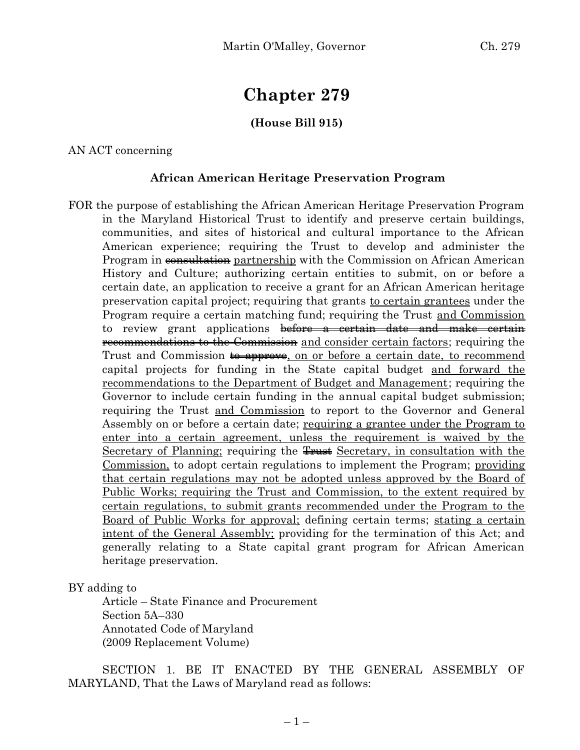# Chapter 279

**(House Bill 915)**

AN ACT concerning

**African American Heritage Preservation Program**

FOR the purpose of establishing the African American Heritage Preservation Program in the Maryland Historical Trust to identify and preserve certain buildings, communities, and sites of historical and cultural importance to the African American experience; requiring the Trust to develop and administer the Program in ~~consultation~~ <u>partnership</u> with the Commission on African American History and Culture; authorizing certain entities to submit, on or before a certain date, an application to receive a grant for an African American heritage preservation capital project; requiring that grants <u>to certain grantees</u> under the Program require a certain matching fund; requiring the Trust <u>and Commission</u> to review grant applications ~~before a certain date and make certain recommendations to the Commission~~ <u>and consider certain factors</u>; requiring the Trust and Commission ~~to approve~~<u>, on or before a certain date, to recommend</u> capital projects for funding in the State capital budget <u>and forward the recommendations to the Department of Budget and Management</u>; requiring the Governor to include certain funding in the annual capital budget submission; requiring the Trust <u>and Commission</u> to report to the Governor and General Assembly on or before a certain date; <u>requiring a grantee under the Program to enter into a certain agreement, unless the requirement is waived by the Secretary of Planning;</u> requiring the ~~Trust~~ <u>Secretary, in consultation with the Commission,</u> to adopt certain regulations to implement the Program; <u>providing that certain regulations may not be adopted unless approved by the Board of Public Works; requiring the Trust and Commission, to the extent required by certain regulations, to submit grants recommended under the Program to the Board of Public Works for approval;</u> defining certain terms; <u>stating a certain intent of the General Assembly;</u> providing for the termination of this Act; and generally relating to a State capital grant program for African American heritage preservation.

BY adding to

Article – State Finance and Procurement
Section 5A–330
Annotated Code of Maryland
(2009 Replacement Volume)

SECTION 1. BE IT ENACTED BY THE GENERAL ASSEMBLY OF MARYLAND, That the Laws of Maryland read as follows: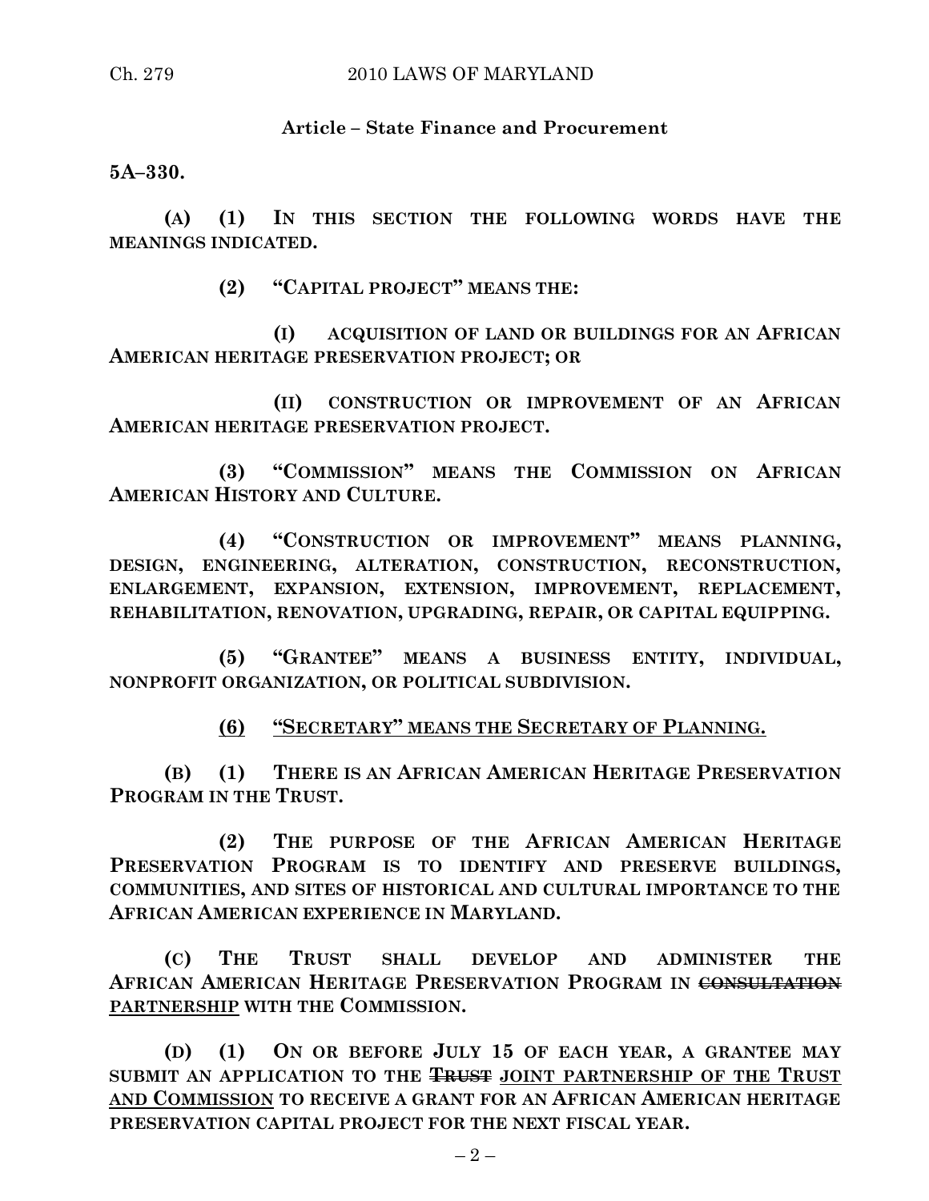**Article – State Finance and Procurement**

**5A–330.**

**(A) (1) IN THIS SECTION THE FOLLOWING WORDS HAVE THE MEANINGS INDICATED.**

**(2) "CAPITAL PROJECT" MEANS THE:**

**(I) ACQUISITION OF LAND OR BUILDINGS FOR AN AFRICAN AMERICAN HERITAGE PRESERVATION PROJECT; OR**

**(II) CONSTRUCTION OR IMPROVEMENT OF AN AFRICAN AMERICAN HERITAGE PRESERVATION PROJECT.**

**(3) "COMMISSION" MEANS THE COMMISSION ON AFRICAN AMERICAN HISTORY AND CULTURE.**

**(4) "CONSTRUCTION OR IMPROVEMENT" MEANS PLANNING, DESIGN, ENGINEERING, ALTERATION, CONSTRUCTION, RECONSTRUCTION, ENLARGEMENT, EXPANSION, EXTENSION, IMPROVEMENT, REPLACEMENT, REHABILITATION, RENOVATION, UPGRADING, REPAIR, OR CAPITAL EQUIPPING.**

**(5) "GRANTEE" MEANS A BUSINESS ENTITY, INDIVIDUAL, NONPROFIT ORGANIZATION, OR POLITICAL SUBDIVISION.**

**<u>(6) "SECRETARY" MEANS THE SECRETARY OF PLANNING.</u>**

**(B) (1) THERE IS AN AFRICAN AMERICAN HERITAGE PRESERVATION PROGRAM IN THE TRUST.**

**(2) THE PURPOSE OF THE AFRICAN AMERICAN HERITAGE PRESERVATION PROGRAM IS TO IDENTIFY AND PRESERVE BUILDINGS, COMMUNITIES, AND SITES OF HISTORICAL AND CULTURAL IMPORTANCE TO THE AFRICAN AMERICAN EXPERIENCE IN MARYLAND.**

**(C) THE TRUST SHALL DEVELOP AND ADMINISTER THE AFRICAN AMERICAN HERITAGE PRESERVATION PROGRAM IN ~~CONSULTATION~~ <u>PARTNERSHIP</u> WITH THE COMMISSION.**

**(D) (1) ON OR BEFORE JULY 15 OF EACH YEAR, A GRANTEE MAY SUBMIT AN APPLICATION TO THE ~~TRUST~~ <u>JOINT PARTNERSHIP OF THE TRUST AND COMMISSION</u> TO RECEIVE A GRANT FOR AN AFRICAN AMERICAN HERITAGE PRESERVATION CAPITAL PROJECT FOR THE NEXT FISCAL YEAR.**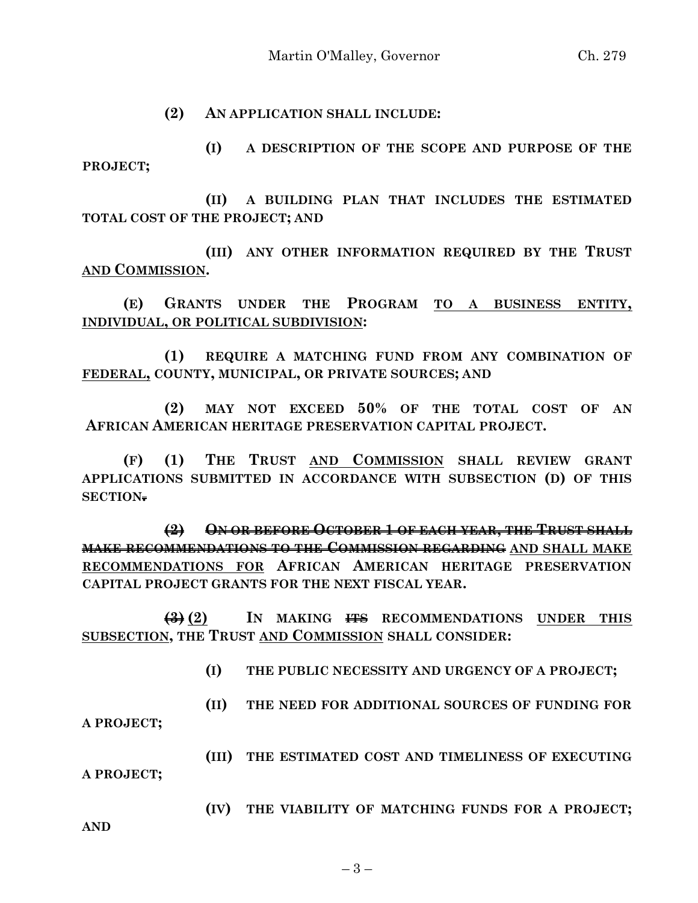**(2) AN APPLICATION SHALL INCLUDE:**

**(I) A DESCRIPTION OF THE SCOPE AND PURPOSE OF THE PROJECT;**

**(II) A BUILDING PLAN THAT INCLUDES THE ESTIMATED TOTAL COST OF THE PROJECT; AND**

**(III) ANY OTHER INFORMATION REQUIRED BY THE TRUST <u>AND COMMISSION</u>.**

**(E) GRANTS UNDER THE PROGRAM <u>TO A BUSINESS ENTITY, INDIVIDUAL, OR POLITICAL SUBDIVISION</u>:**

**(1) REQUIRE A MATCHING FUND FROM ANY COMBINATION OF <u>FEDERAL,</u> COUNTY, MUNICIPAL, OR PRIVATE SOURCES; AND**

**(2) MAY NOT EXCEED 50% OF THE TOTAL COST OF AN AFRICAN AMERICAN HERITAGE PRESERVATION CAPITAL PROJECT.**

**(F) (1) THE TRUST <u>AND COMMISSION</u> SHALL REVIEW GRANT APPLICATIONS SUBMITTED IN ACCORDANCE WITH SUBSECTION (D) OF THIS SECTION~~.~~**

~~**(2) ON OR BEFORE OCTOBER 1 OF EACH YEAR, THE TRUST SHALL MAKE RECOMMENDATIONS TO THE COMMISSION REGARDING**~~ **<u>AND SHALL MAKE RECOMMENDATIONS FOR</u> AFRICAN AMERICAN HERITAGE PRESERVATION CAPITAL PROJECT GRANTS FOR THE NEXT FISCAL YEAR.**

**~~(3)~~ <u>(2)</u> IN MAKING ~~ITS~~ RECOMMENDATIONS <u>UNDER THIS SUBSECTION</u>, THE TRUST <u>AND COMMISSION</u> SHALL CONSIDER:**

**(I) THE PUBLIC NECESSITY AND URGENCY OF A PROJECT;**

**(II) THE NEED FOR ADDITIONAL SOURCES OF FUNDING FOR A PROJECT;**

**(III) THE ESTIMATED COST AND TIMELINESS OF EXECUTING A PROJECT;**

**(IV) THE VIABILITY OF MATCHING FUNDS FOR A PROJECT; AND**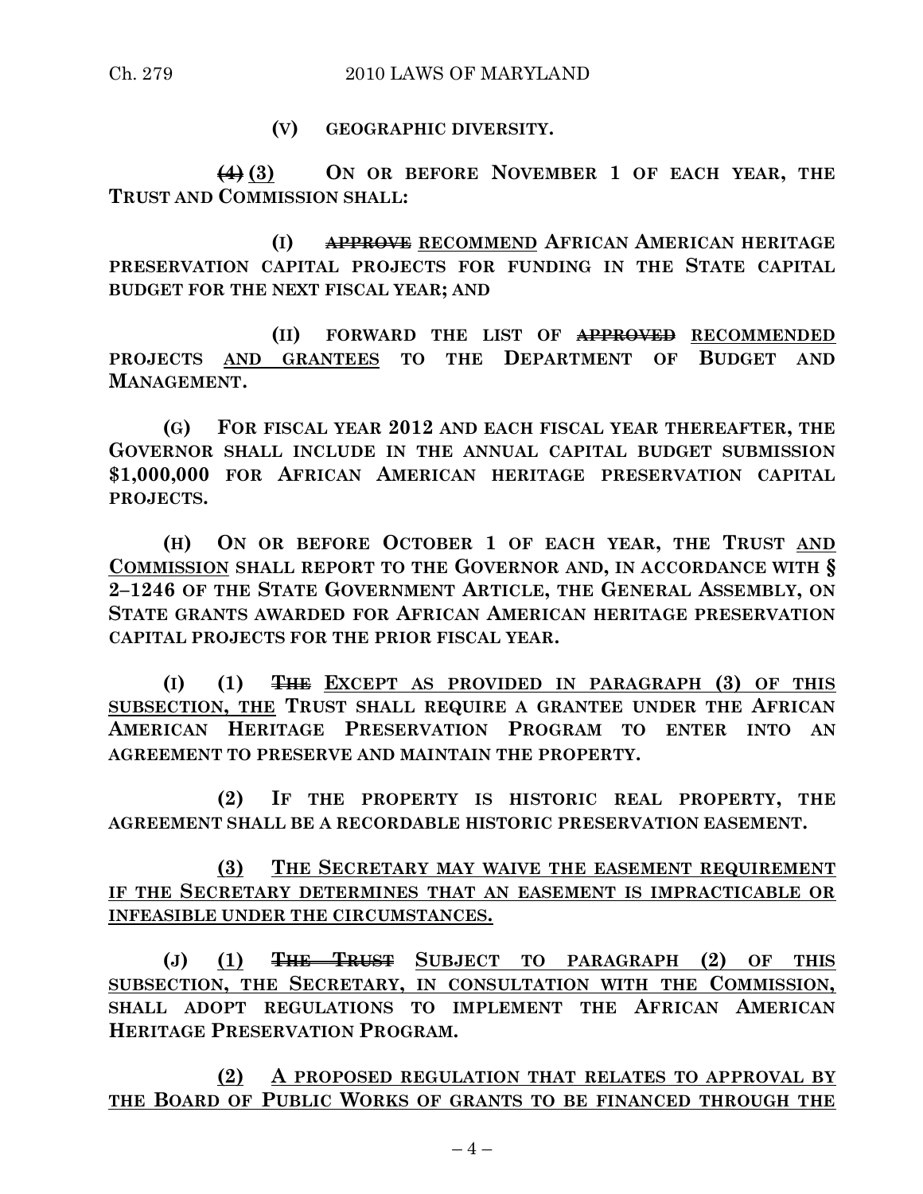**(V) GEOGRAPHIC DIVERSITY.**

~~**(4)**~~ <u>**(3)**</u> **ON OR BEFORE NOVEMBER 1 OF EACH YEAR, THE TRUST AND COMMISSION SHALL:**

**(I)** ~~**APPROVE**~~ <u>**RECOMMEND**</u> **AFRICAN AMERICAN HERITAGE PRESERVATION CAPITAL PROJECTS FOR FUNDING IN THE STATE CAPITAL BUDGET FOR THE NEXT FISCAL YEAR; AND**

**(II) FORWARD THE LIST OF** ~~**APPROVED**~~ <u>**RECOMMENDED**</u> **PROJECTS** <u>**AND GRANTEES**</u> **TO THE DEPARTMENT OF BUDGET AND MANAGEMENT.**

**(G) FOR FISCAL YEAR 2012 AND EACH FISCAL YEAR THEREAFTER, THE GOVERNOR SHALL INCLUDE IN THE ANNUAL CAPITAL BUDGET SUBMISSION $1,000,000 FOR AFRICAN AMERICAN HERITAGE PRESERVATION CAPITAL PROJECTS.**

**(H) ON OR BEFORE OCTOBER 1 OF EACH YEAR, THE TRUST** <u>**AND COMMISSION**</u> **SHALL REPORT TO THE GOVERNOR AND, IN ACCORDANCE WITH § 2–1246 OF THE STATE GOVERNMENT ARTICLE, THE GENERAL ASSEMBLY, ON STATE GRANTS AWARDED FOR AFRICAN AMERICAN HERITAGE PRESERVATION CAPITAL PROJECTS FOR THE PRIOR FISCAL YEAR.**

**(I) (1)** ~~**THE**~~ <u>**EXCEPT AS PROVIDED IN PARAGRAPH (3) OF THIS SUBSECTION, THE**</u> **TRUST SHALL REQUIRE A GRANTEE UNDER THE AFRICAN AMERICAN HERITAGE PRESERVATION PROGRAM TO ENTER INTO AN AGREEMENT TO PRESERVE AND MAINTAIN THE PROPERTY.**

**(2) IF THE PROPERTY IS HISTORIC REAL PROPERTY, THE AGREEMENT SHALL BE A RECORDABLE HISTORIC PRESERVATION EASEMENT.**

<u>**(3) THE SECRETARY MAY WAIVE THE EASEMENT REQUIREMENT IF THE SECRETARY DETERMINES THAT AN EASEMENT IS IMPRACTICABLE OR INFEASIBLE UNDER THE CIRCUMSTANCES.**</u>

**(J)** <u>**(1)**</u> ~~**THE TRUST**~~ <u>**SUBJECT TO PARAGRAPH (2) OF THIS SUBSECTION, THE SECRETARY, IN CONSULTATION WITH THE COMMISSION,**</u> **SHALL ADOPT REGULATIONS TO IMPLEMENT THE AFRICAN AMERICAN HERITAGE PRESERVATION PROGRAM.**

<u>**(2) A PROPOSED REGULATION THAT RELATES TO APPROVAL BY THE BOARD OF PUBLIC WORKS OF GRANTS TO BE FINANCED THROUGH THE**</u>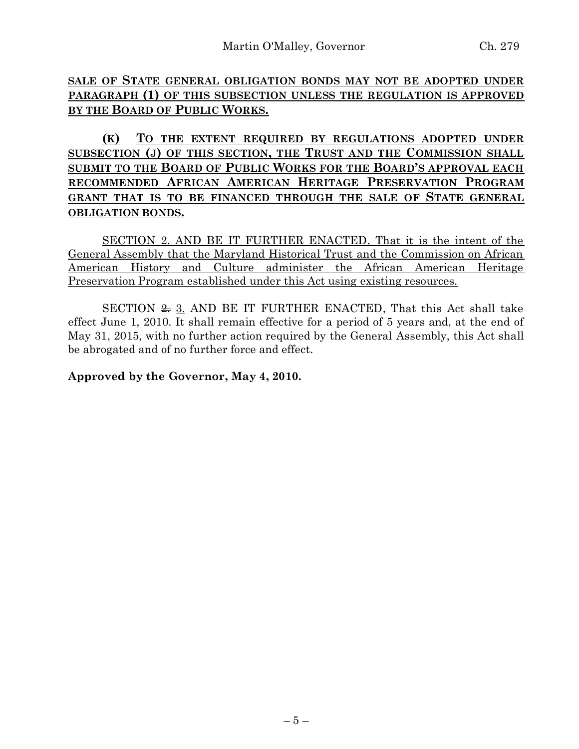**SALE OF STATE GENERAL OBLIGATION BONDS MAY NOT BE ADOPTED UNDER PARAGRAPH (1) OF THIS SUBSECTION UNLESS THE REGULATION IS APPROVED BY THE BOARD OF PUBLIC WORKS.**

**(K) TO THE EXTENT REQUIRED BY REGULATIONS ADOPTED UNDER SUBSECTION (J) OF THIS SECTION, THE TRUST AND THE COMMISSION SHALL SUBMIT TO THE BOARD OF PUBLIC WORKS FOR THE BOARD'S APPROVAL EACH RECOMMENDED AFRICAN AMERICAN HERITAGE PRESERVATION PROGRAM GRANT THAT IS TO BE FINANCED THROUGH THE SALE OF STATE GENERAL OBLIGATION BONDS.**

SECTION 2. AND BE IT FURTHER ENACTED, That it is the intent of the General Assembly that the Maryland Historical Trust and the Commission on African American History and Culture administer the African American Heritage Preservation Program established under this Act using existing resources.

SECTION ~~2.~~ 3. AND BE IT FURTHER ENACTED, That this Act shall take effect June 1, 2010. It shall remain effective for a period of 5 years and, at the end of May 31, 2015, with no further action required by the General Assembly, this Act shall be abrogated and of no further force and effect.

**Approved by the Governor, May 4, 2010.**